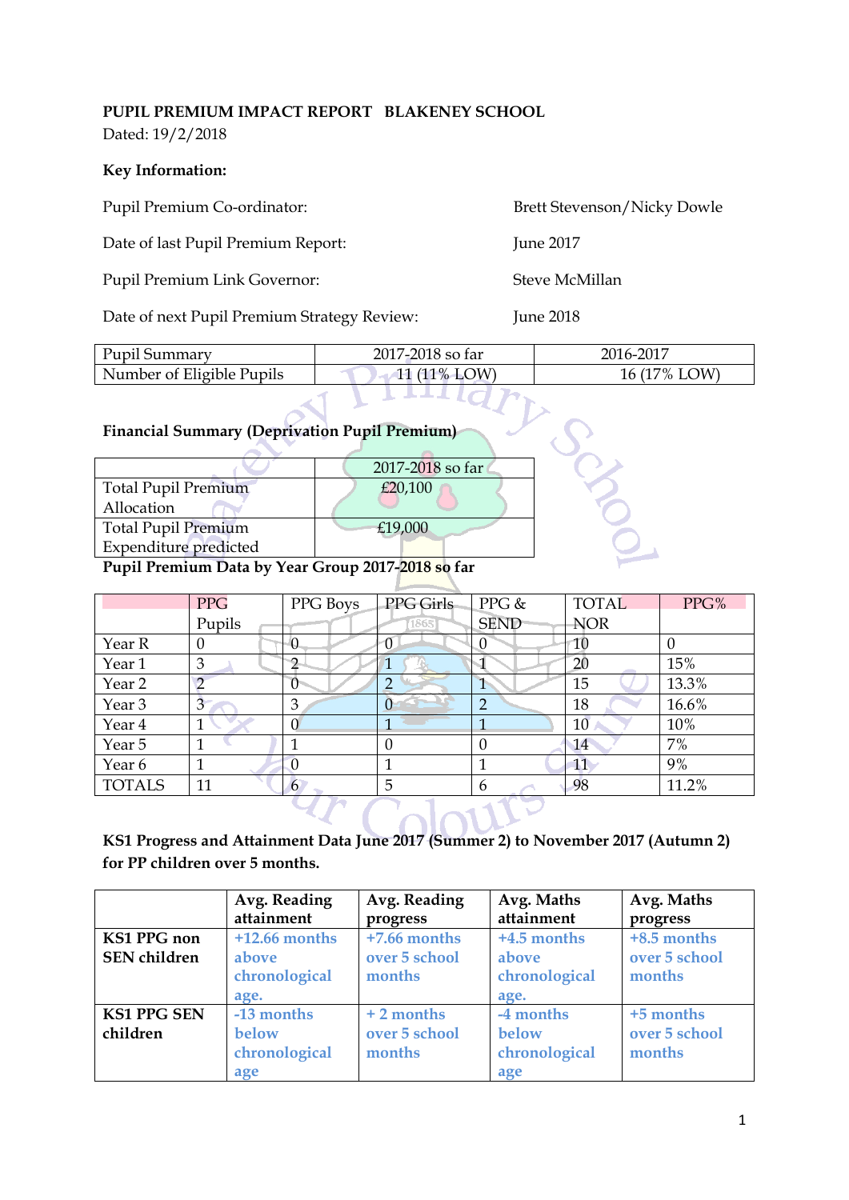**PUPIL PREMIUM IMPACT REPORT BLAKENEY SCHOOL**

Dated: 19/2/2018

**Key Information:**

| | |
|---|---|
| Pupil Premium Co-ordinator: | Brett Stevenson/Nicky Dowle |
| Date of last Pupil Premium Report: | June 2017 |
| Pupil Premium Link Governor: | Steve McMillan |
| Date of next Pupil Premium Strategy Review: | June 2018 |

| Pupil Summary | 2017-2018 so far | 2016-2017 |
|---|---|---|
| Number of Eligible Pupils | 11 (11% LOW) | 16 (17% LOW) |

**Financial Summary (Deprivation Pupil Premium)**

| | 2017-2018 so far |
|---|---|
| Total Pupil Premium Allocation | £20,100 |
| Total Pupil Premium Expenditure predicted | £19,000 |

**Pupil Premium Data by Year Group 2017-2018 so far**

| | PPG Pupils | PPG Boys | PPG Girls | PPG & SEND | TOTAL NOR | PPG% |
|---|---|---|---|---|---|---|
| Year R | 0 | 0 | 0 | 0 | 10 | 0 |
| Year 1 | 3 | 2 | 1 | 1 | 20 | 15% |
| Year 2 | 2 | 0 | 2 | 1 | 15 | 13.3% |
| Year 3 | 3 | 3 | 0 | 2 | 18 | 16.6% |
| Year 4 | 1 | 0 | 1 | 1 | 10 | 10% |
| Year 5 | 1 | 1 | 0 | 0 | 14 | 7% |
| Year 6 | 1 | 0 | 1 | 1 | 11 | 9% |
| TOTALS | 11 | 6 | 5 | 6 | 98 | 11.2% |

**KS1 Progress and Attainment Data June 2017 (Summer 2) to November 2017 (Autumn 2) for PP children over 5 months.**

| | Avg. Reading attainment | Avg. Reading progress | Avg. Maths attainment | Avg. Maths progress |
|---|---|---|---|---|
| **KS1 PPG non SEN children** | +12.66 months above chronological age. | +7.66 months over 5 school months | +4.5 months above chronological age. | +8.5 months over 5 school months |
| **KS1 PPG SEN children** | -13 months below chronological age | + 2 months over 5 school months | -4 months below chronological age | +5 months over 5 school months |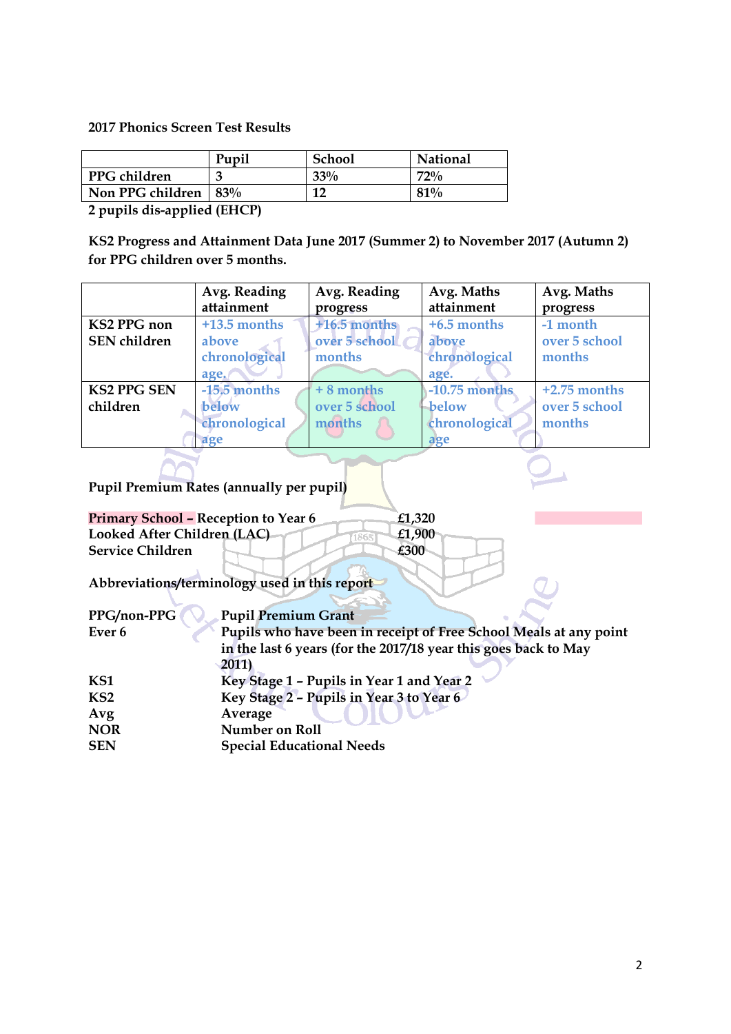**2017 Phonics Screen Test Results**

| | Pupil | School | National |
|---|---|---|---|
| PPG children | 3 | 33% | 72% |
| Non PPG children | 83% | 12 | 81% |

2 pupils dis-applied (EHCP)

**KS2 Progress and Attainment Data June 2017 (Summer 2) to November 2017 (Autumn 2) for PPG children over 5 months.**

| | Avg. Reading attainment | Avg. Reading progress | Avg. Maths attainment | Avg. Maths progress |
|---|---|---|---|---|
| KS2 PPG non SEN children | +13.5 months above chronological age. | +16.5 months over 5 school months | +6.5 months above chronological age. | -1 month over 5 school months |
| KS2 PPG SEN children | -15.5 months below chronological age | + 8 months over 5 school months | -10.75 months below chronological age | +2.75 months over 5 school months |

**Pupil Premium Rates (annually per pupil)**

| | |
|---|---|
| **Primary School** – Reception to Year 6 | £1,320 |
| Looked After Children (LAC) | £1,900 |
| Service Children | £300 |

**Abbreviations/terminology used in this report**

| | |
|---|---|
| PPG/non-PPG | Pupil Premium Grant |
| Ever 6 | Pupils who have been in receipt of Free School Meals at any point in the last 6 years (for the 2017/18 year this goes back to May 2011) |
| KS1 | Key Stage 1 – Pupils in Year 1 and Year 2 |
| KS2 | Key Stage 2 – Pupils in Year 3 to Year 6 |
| Avg | Average |
| NOR | Number on Roll |
| SEN | Special Educational Needs |